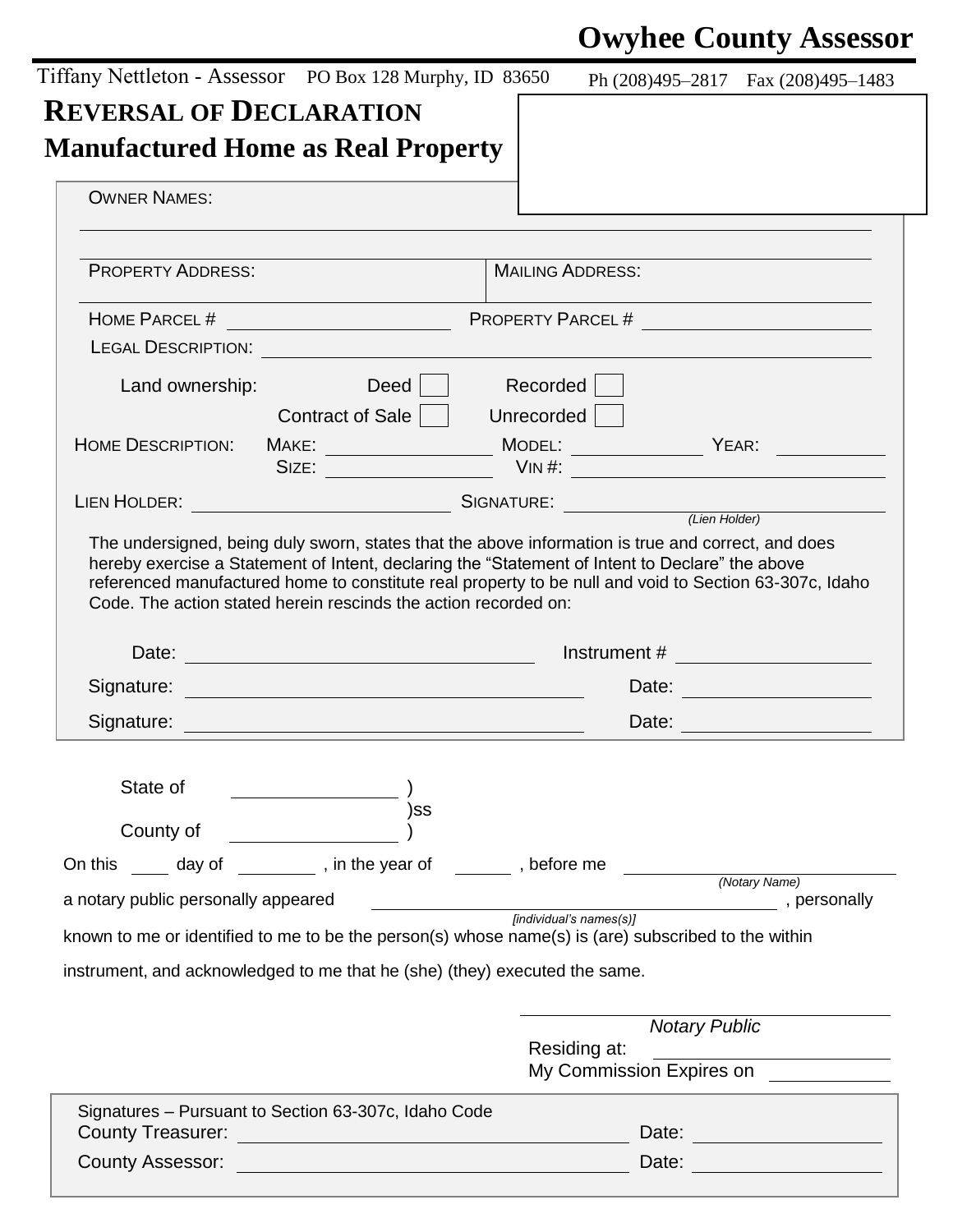# Owyhee County Assessor

Tiffany Nettleton - Assessor PO Box 128 Murphy, ID 83650 Ph (208)495–2817 Fax (208)495–1483

## REVERSAL OF DECLARATION
## Manufactured Home as Real Property

OWNER NAMES:

PROPERTY ADDRESS: | MAILING ADDRESS:

HOME PARCEL # ______________ PROPERTY PARCEL # ______________

LEGAL DESCRIPTION: ______________

Land ownership: Deed ☐ Recorded ☐
Contract of Sale ☐ Unrecorded ☐

HOME DESCRIPTION: MAKE: ______________ MODEL: ______________ YEAR: ______________
SIZE: ______________ VIN #: ______________

LIEN HOLDER: ______________ SIGNATURE: ______________
*(Lien Holder)*

The undersigned, being duly sworn, states that the above information is true and correct, and does hereby exercise a Statement of Intent, declaring the "Statement of Intent to Declare" the above referenced manufactured home to constitute real property to be null and void to Section 63-307c, Idaho Code. The action stated herein rescinds the action recorded on:

Date: ______________ Instrument # ______________

Signature: ______________ Date: ______________

Signature: ______________ Date: ______________

State of ______________ )
)ss
County of ______________ )

On this ____ day of ________ , in the year of ______ , before me ______________
*(Notary Name)*
a notary public personally appeared ______________ , personally
*[individual's names(s)]*
known to me or identified to me to be the person(s) whose name(s) is (are) subscribed to the within instrument, and acknowledged to me that he (she) (they) executed the same.

______________
*Notary Public*
Residing at: ______________
My Commission Expires on ______________

Signatures – Pursuant to Section 63-307c, Idaho Code
County Treasurer: ______________ Date: ______________
County Assessor: ______________ Date: ______________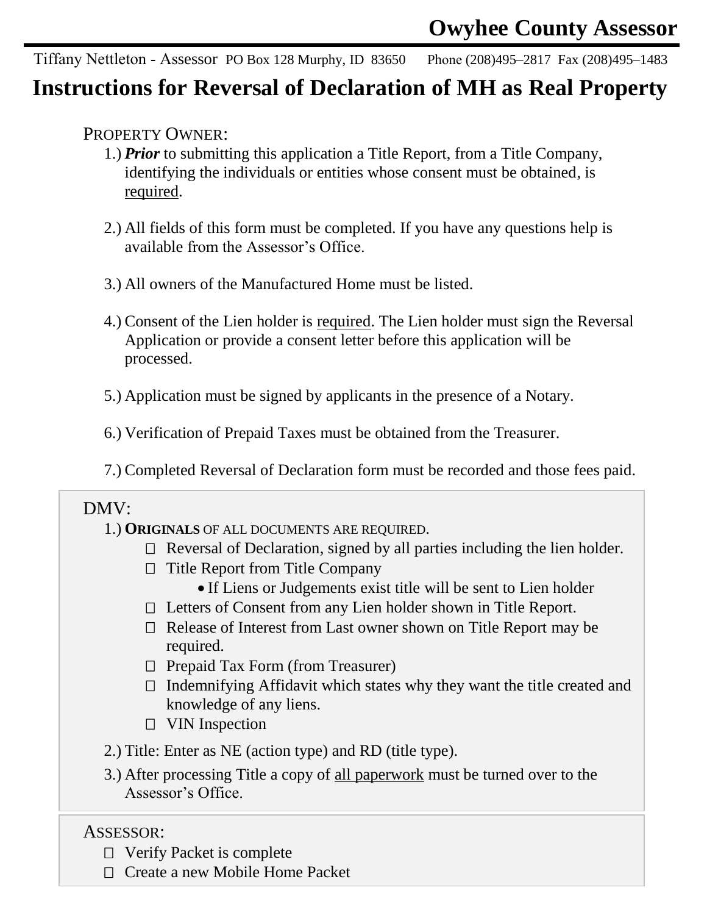# Owyhee County Assessor

Tiffany Nettleton - Assessor PO Box 128 Murphy, ID 83650 Phone (208)495–2817 Fax (208)495–1483

## Instructions for Reversal of Declaration of MH as Real Property

PROPERTY OWNER:

1.) ***Prior*** to submitting this application a Title Report, from a Title Company, identifying the individuals or entities whose consent must be obtained, is required.

2.) All fields of this form must be completed. If you have any questions help is available from the Assessor's Office.

3.) All owners of the Manufactured Home must be listed.

4.) Consent of the Lien holder is required. The Lien holder must sign the Reversal Application or provide a consent letter before this application will be processed.

5.) Application must be signed by applicants in the presence of a Notary.

6.) Verification of Prepaid Taxes must be obtained from the Treasurer.

7.) Completed Reversal of Declaration form must be recorded and those fees paid.

DMV:

1.) **ORIGINALS** OF ALL DOCUMENTS ARE REQUIRED.
- ☐ Reversal of Declaration, signed by all parties including the lien holder.
- ☐ Title Report from Title Company
  - If Liens or Judgements exist title will be sent to Lien holder
- ☐ Letters of Consent from any Lien holder shown in Title Report.
- ☐ Release of Interest from Last owner shown on Title Report may be required.
- ☐ Prepaid Tax Form (from Treasurer)
- ☐ Indemnifying Affidavit which states why they want the title created and knowledge of any liens.
- ☐ VIN Inspection

2.) Title: Enter as NE (action type) and RD (title type).

3.) After processing Title a copy of all paperwork must be turned over to the Assessor's Office.

ASSESSOR:

- ☐ Verify Packet is complete
- ☐ Create a new Mobile Home Packet